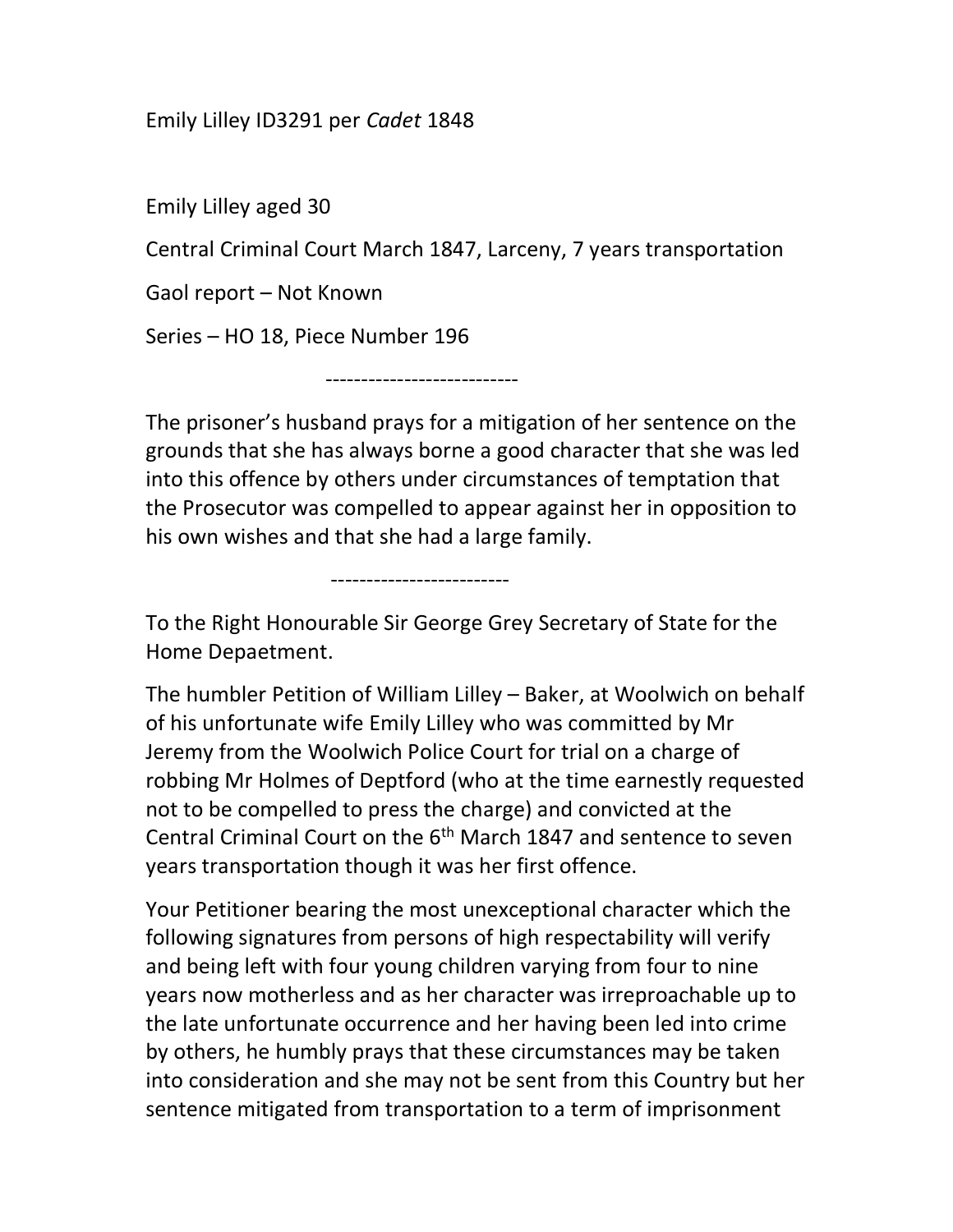Emily Lilley ID3291 per *Cadet* 1848

Emily Lilley aged 30

Central Criminal Court March 1847, Larceny, 7 years transportation

Gaol report – Not Known

Series – HO 18, Piece Number 196

---------------------------

The prisoner's husband prays for a mitigation of her sentence on the grounds that she has always borne a good character that she was led into this offence by others under circumstances of temptation that the Prosecutor was compelled to appear against her in opposition to his own wishes and that she had a large family.

-------------------------

To the Right Honourable Sir George Grey Secretary of State for the Home Depaetment.

The humbler Petition of William Lilley – Baker, at Woolwich on behalf of his unfortunate wife Emily Lilley who was committed by Mr Jeremy from the Woolwich Police Court for trial on a charge of robbing Mr Holmes of Deptford (who at the time earnestly requested not to be compelled to press the charge) and convicted at the Central Criminal Court on the 6th March 1847 and sentence to seven years transportation though it was her first offence.

Your Petitioner bearing the most unexceptional character which the following signatures from persons of high respectability will verify and being left with four young children varying from four to nine years now motherless and as her character was irreproachable up to the late unfortunate occurrence and her having been led into crime by others, he humbly prays that these circumstances may be taken into consideration and she may not be sent from this Country but her sentence mitigated from transportation to a term of imprisonment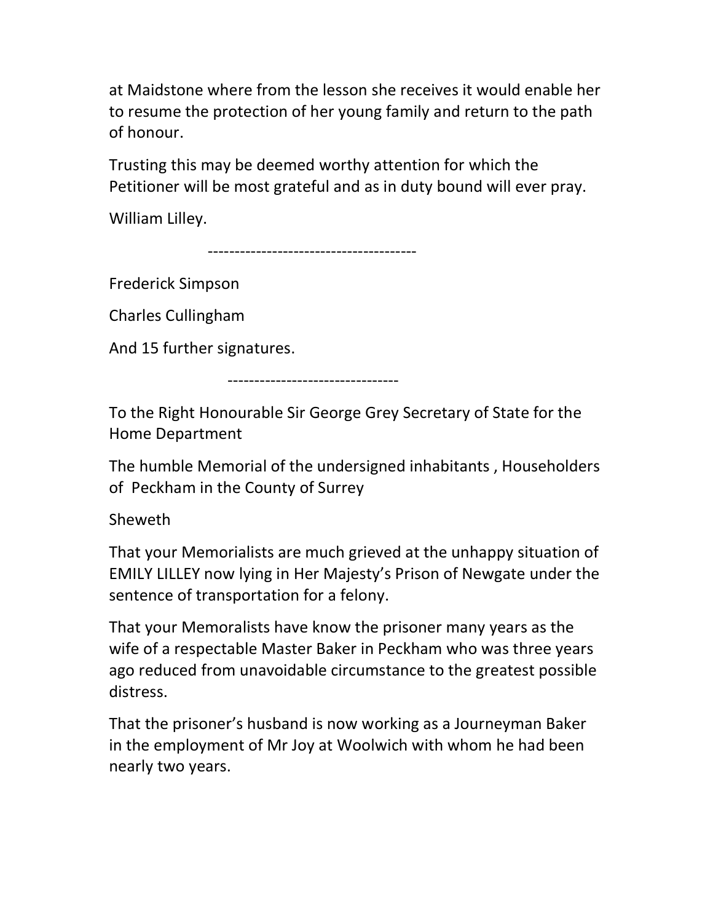at Maidstone where from the lesson she receives it would enable her to resume the protection of her young family and return to the path of honour.

Trusting this may be deemed worthy attention for which the Petitioner will be most grateful and as in duty bound will ever pray.

William Lilley.

---

Frederick Simpson

Charles Cullingham

And 15 further signatures.

---

To the Right Honourable Sir George Grey Secretary of State for the Home Department

The humble Memorial of the undersigned inhabitants , Householders of Peckham in the County of Surrey

Sheweth

That your Memorialists are much grieved at the unhappy situation of EMILY LILLEY now lying in Her Majesty's Prison of Newgate under the sentence of transportation for a felony.

That your Memoralists have know the prisoner many years as the wife of a respectable Master Baker in Peckham who was three years ago reduced from unavoidable circumstance to the greatest possible distress.

That the prisoner's husband is now working as a Journeyman Baker in the employment of Mr Joy at Woolwich with whom he had been nearly two years.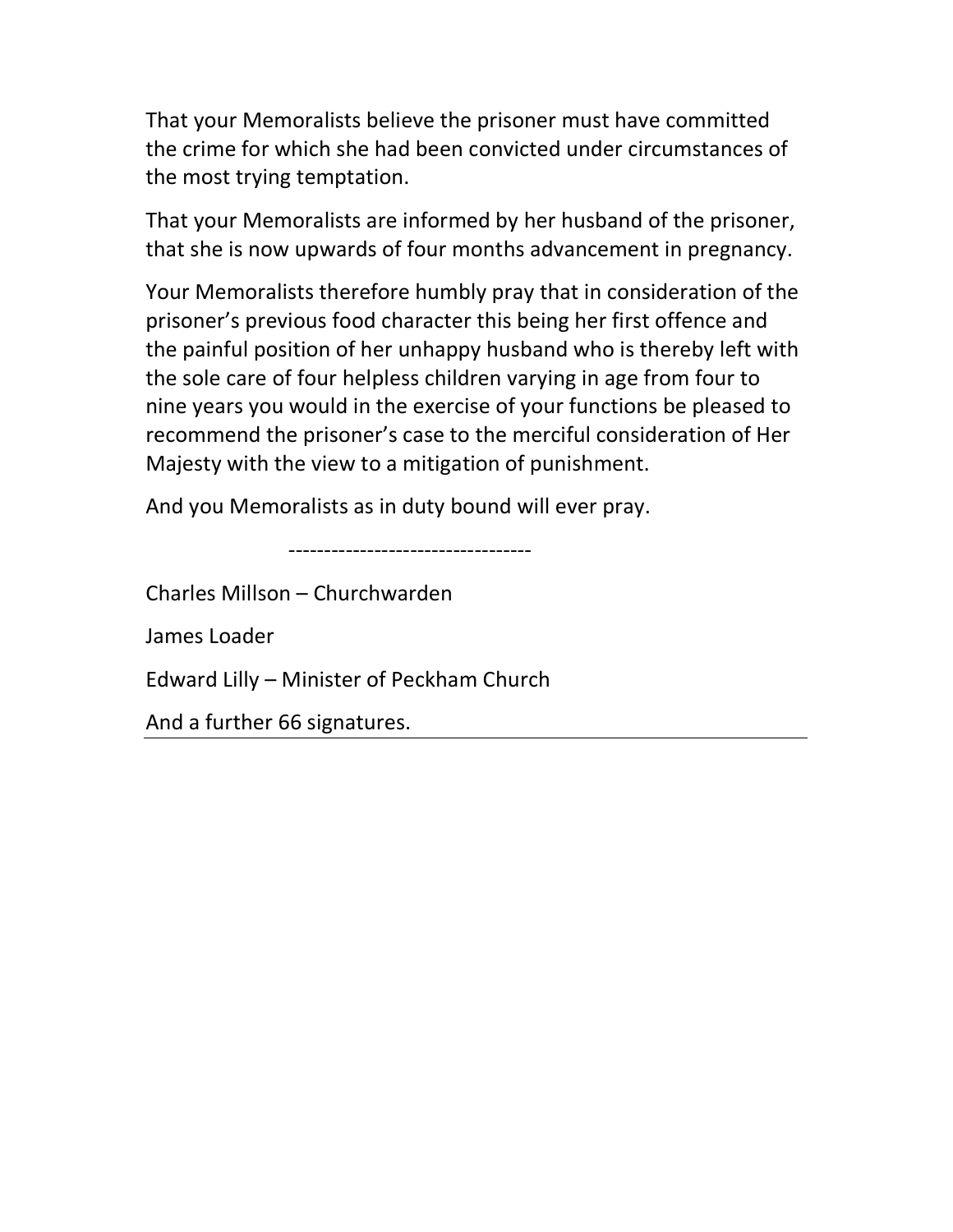That your Memoralists believe the prisoner must have committed the crime for which she had been convicted under circumstances of the most trying temptation.

That your Memoralists are informed by her husband of the prisoner, that she is now upwards of four months advancement in pregnancy.

Your Memoralists therefore humbly pray that in consideration of the prisoner's previous food character this being her first offence and the painful position of her unhappy husband who is thereby left with the sole care of four helpless children varying in age from four to nine years you would in the exercise of your functions be pleased to recommend the prisoner's case to the merciful consideration of Her Majesty with the view to a mitigation of punishment.

And you Memoralists as in duty bound will ever pray.

----------------------------------

Charles Millson – Churchwarden

James Loader

Edward Lilly – Minister of Peckham Church

And a further 66 signatures.